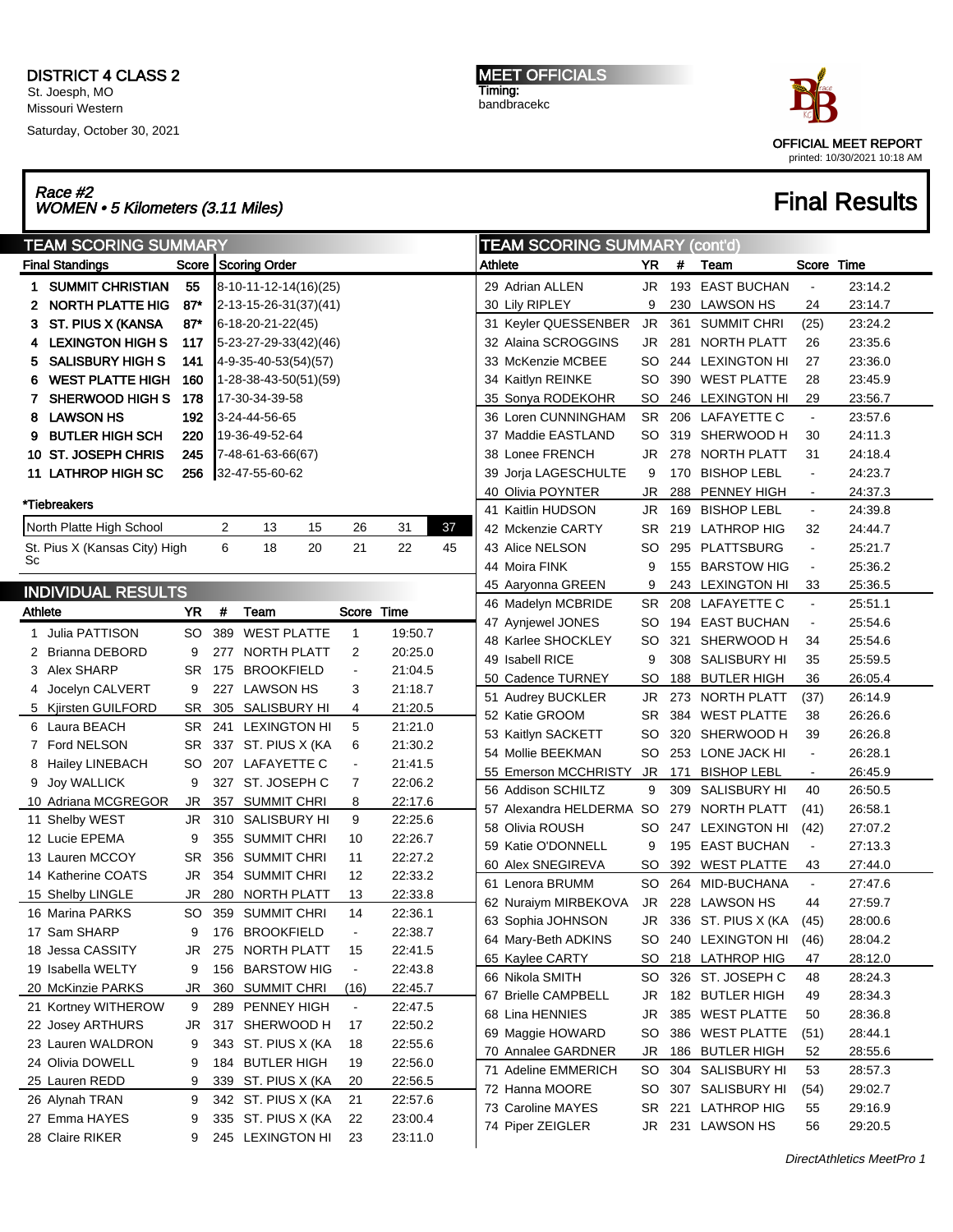**DISTRICT 4 CLASS 2**
St. Joesph, MO
Missouri Western

Saturday, October 30, 2021

**MEET OFFICIALS**
Timing:
bandbracekc

OFFICIAL MEET REPORT
printed: 10/30/2021 10:18 AM

## *Race #2*
## *WOMEN • 5 Kilometers (3.11 Miles)*

# Final Results

## TEAM SCORING SUMMARY

| Final Standings | Score | Scoring Order |
|---|---|---|
| 1 SUMMIT CHRISTIAN | 55 | 8-10-11-12-14(16)(25) |
| 2 NORTH PLATTE HIG | 87* | 2-13-15-26-31(37)(41) |
| 3 ST. PIUS X (KANSA | 87* | 6-18-20-21-22(45) |
| 4 LEXINGTON HIGH S | 117 | 5-23-27-29-33(42)(46) |
| 5 SALISBURY HIGH S | 141 | 4-9-35-40-53(54)(57) |
| 6 WEST PLATTE HIGH | 160 | 1-28-38-43-50(51)(59) |
| 7 SHERWOOD HIGH S | 178 | 17-30-34-39-58 |
| 8 LAWSON HS | 192 | 3-24-44-56-65 |
| 9 BUTLER HIGH SCH | 220 | 19-36-49-52-64 |
| 10 ST. JOSEPH CHRIS | 245 | 7-48-61-63-66(67) |
| 11 LATHROP HIGH SC | 256 | 32-47-55-60-62 |

*Tiebreakers

| Team | 1 | 2 | 3 | 4 | 5 | 6 |
|---|---|---|---|---|---|---|
| North Platte High School | 2 | 13 | 15 | 26 | 31 | 37 |
| St. Pius X (Kansas City) High Sc | 6 | 18 | 20 | 21 | 22 | 45 |

## INDIVIDUAL RESULTS

| | Athlete | YR | # | Team | Score | Time |
|---|---|---|---|---|---|---|
| 1 | Julia PATTISON | SO | 389 | WEST PLATTE | 1 | 19:50.7 |
| 2 | Brianna DEBORD | 9 | 277 | NORTH PLATT | 2 | 20:25.0 |
| 3 | Alex SHARP | SR | 175 | BROOKFIELD | - | 21:04.5 |
| 4 | Jocelyn CALVERT | 9 | 227 | LAWSON HS | 3 | 21:18.7 |
| 5 | Kjirsten GUILFORD | SR | 305 | SALISBURY HI | 4 | 21:20.5 |
| 6 | Laura BEACH | SR | 241 | LEXINGTON HI | 5 | 21:21.0 |
| 7 | Ford NELSON | SR | 337 | ST. PIUS X (KA | 6 | 21:30.2 |
| 8 | Hailey LINEBACH | SO | 207 | LAFAYETTE C | - | 21:41.5 |
| 9 | Joy WALLICK | 9 | 327 | ST. JOSEPH C | 7 | 22:06.2 |
| 10 | Adriana MCGREGOR | JR | 357 | SUMMIT CHRI | 8 | 22:17.6 |
| 11 | Shelby WEST | JR | 310 | SALISBURY HI | 9 | 22:25.6 |
| 12 | Lucie EPEMA | 9 | 355 | SUMMIT CHRI | 10 | 22:26.7 |
| 13 | Lauren MCCOY | SR | 356 | SUMMIT CHRI | 11 | 22:27.2 |
| 14 | Katherine COATS | JR | 354 | SUMMIT CHRI | 12 | 22:33.2 |
| 15 | Shelby LINGLE | JR | 280 | NORTH PLATT | 13 | 22:33.8 |
| 16 | Marina PARKS | SO | 359 | SUMMIT CHRI | 14 | 22:36.1 |
| 17 | Sam SHARP | 9 | 176 | BROOKFIELD | - | 22:38.7 |
| 18 | Jessa CASSITY | JR | 275 | NORTH PLATT | 15 | 22:41.5 |
| 19 | Isabella WELTY | 9 | 156 | BARSTOW HIG | - | 22:43.8 |
| 20 | McKinzie PARKS | JR | 360 | SUMMIT CHRI | (16) | 22:45.7 |
| 21 | Kortney WITHEROW | 9 | 289 | PENNEY HIGH | - | 22:47.5 |
| 22 | Josey ARTHURS | JR | 317 | SHERWOOD H | 17 | 22:50.2 |
| 23 | Lauren WALDRON | 9 | 343 | ST. PIUS X (KA | 18 | 22:55.6 |
| 24 | Olivia DOWELL | 9 | 184 | BUTLER HIGH | 19 | 22:56.0 |
| 25 | Lauren REDD | 9 | 339 | ST. PIUS X (KA | 20 | 22:56.5 |
| 26 | Alynah TRAN | 9 | 342 | ST. PIUS X (KA | 21 | 22:57.6 |
| 27 | Emma HAYES | 9 | 335 | ST. PIUS X (KA | 22 | 23:00.4 |
| 28 | Claire RIKER | 9 | 245 | LEXINGTON HI | 23 | 23:11.0 |
| 29 | Adrian ALLEN | JR | 193 | EAST BUCHAN | - | 23:14.2 |
| 30 | Lily RIPLEY | 9 | 230 | LAWSON HS | 24 | 23:14.7 |
| 31 | Keyler QUESSENBER | JR | 361 | SUMMIT CHRI | (25) | 23:24.2 |
| 32 | Alaina SCROGGINS | JR | 281 | NORTH PLATT | 26 | 23:35.6 |
| 33 | McKenzie MCBEE | SO | 244 | LEXINGTON HI | 27 | 23:36.0 |
| 34 | Kaitlyn REINKE | SO | 390 | WEST PLATTE | 28 | 23:45.9 |
| 35 | Sonya RODEKOHR | SO | 246 | LEXINGTON HI | 29 | 23:56.7 |
| 36 | Loren CUNNINGHAM | SR | 206 | LAFAYETTE C | - | 23:57.6 |
| 37 | Maddie EASTLAND | SO | 319 | SHERWOOD H | 30 | 24:11.3 |
| 38 | Lonee FRENCH | JR | 278 | NORTH PLATT | 31 | 24:18.4 |
| 39 | Jorja LAGESCHULTE | 9 | 170 | BISHOP LEBL | - | 24:23.7 |
| 40 | Olivia POYNTER | JR | 288 | PENNEY HIGH | - | 24:37.3 |
| 41 | Kaitlin HUDSON | JR | 169 | BISHOP LEBL | - | 24:39.8 |
| 42 | Mckenzie CARTY | SR | 219 | LATHROP HIG | 32 | 24:44.7 |
| 43 | Alice NELSON | SO | 295 | PLATTSBURG | - | 25:21.7 |
| 44 | Moira FINK | 9 | 155 | BARSTOW HIG | - | 25:36.2 |
| 45 | Aaryonna GREEN | 9 | 243 | LEXINGTON HI | 33 | 25:36.5 |
| 46 | Madelyn MCBRIDE | SR | 208 | LAFAYETTE C | - | 25:51.1 |
| 47 | Aynjewel JONES | SO | 194 | EAST BUCHAN | - | 25:54.6 |
| 48 | Karlee SHOCKLEY | SO | 321 | SHERWOOD H | 34 | 25:54.6 |
| 49 | Isabell RICE | 9 | 308 | SALISBURY HI | 35 | 25:59.5 |
| 50 | Cadence TURNEY | SO | 188 | BUTLER HIGH | 36 | 26:05.4 |
| 51 | Audrey BUCKLER | JR | 273 | NORTH PLATT | (37) | 26:14.9 |
| 52 | Katie GROOM | SR | 384 | WEST PLATTE | 38 | 26:26.6 |
| 53 | Kaitlyn SACKETT | SO | 320 | SHERWOOD H | 39 | 26:26.8 |
| 54 | Mollie BEEKMAN | SO | 253 | LONE JACK HI | - | 26:28.1 |
| 55 | Emerson MCCHRISTY | JR | 171 | BISHOP LEBL | - | 26:45.9 |
| 56 | Addison SCHILTZ | 9 | 309 | SALISBURY HI | 40 | 26:50.5 |
| 57 | Alexandra HELDERMA | SO | 279 | NORTH PLATT | (41) | 26:58.1 |
| 58 | Olivia ROUSH | SO | 247 | LEXINGTON HI | (42) | 27:07.2 |
| 59 | Katie O'DONNELL | 9 | 195 | EAST BUCHAN | - | 27:13.3 |
| 60 | Alex SNEGIREVA | SO | 392 | WEST PLATTE | 43 | 27:44.0 |
| 61 | Lenora BRUMM | SO | 264 | MID-BUCHANA | - | 27:47.6 |
| 62 | Nuraiym MIRBEKOVA | JR | 228 | LAWSON HS | 44 | 27:59.7 |
| 63 | Sophia JOHNSON | JR | 336 | ST. PIUS X (KA | (45) | 28:00.6 |
| 64 | Mary-Beth ADKINS | SO | 240 | LEXINGTON HI | (46) | 28:04.2 |
| 65 | Kaylee CARTY | SO | 218 | LATHROP HIG | 47 | 28:12.0 |
| 66 | Nikola SMITH | SO | 326 | ST. JOSEPH C | 48 | 28:24.3 |
| 67 | Brielle CAMPBELL | JR | 182 | BUTLER HIGH | 49 | 28:34.3 |
| 68 | Lina HENNIES | JR | 385 | WEST PLATTE | 50 | 28:36.8 |
| 69 | Maggie HOWARD | SO | 386 | WEST PLATTE | (51) | 28:44.1 |
| 70 | Annalee GARDNER | JR | 186 | BUTLER HIGH | 52 | 28:55.6 |
| 71 | Adeline EMMERICH | SO | 304 | SALISBURY HI | 53 | 28:57.3 |
| 72 | Hanna MOORE | SO | 307 | SALISBURY HI | (54) | 29:02.7 |
| 73 | Caroline MAYES | SR | 221 | LATHROP HIG | 55 | 29:16.9 |
| 74 | Piper ZEIGLER | JR | 231 | LAWSON HS | 56 | 29:20.5 |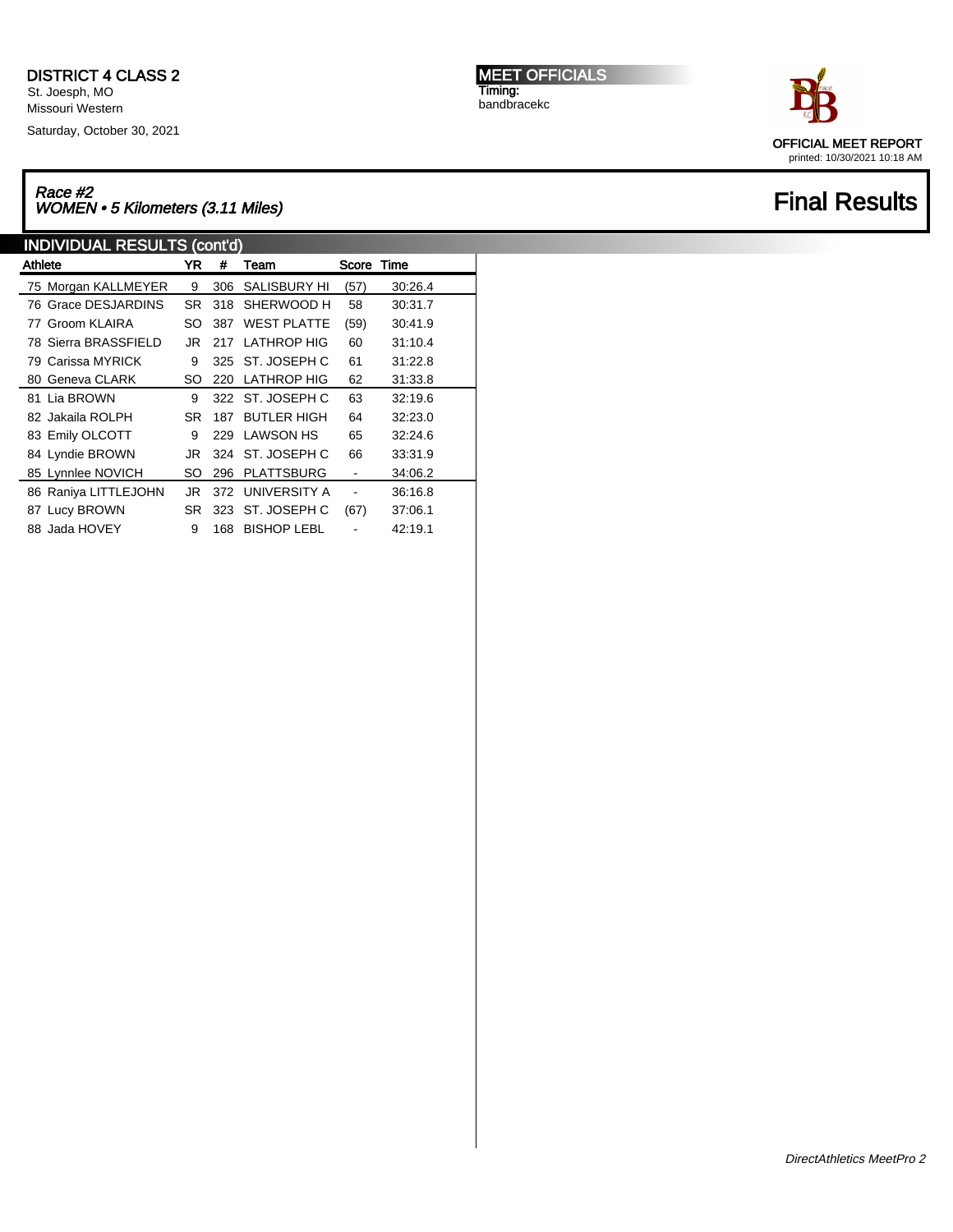DISTRICT 4 CLASS 2
St. Joesph, MO
Missouri Western
Saturday, October 30, 2021

**MEET OFFICIALS**
Timing:
bandbracekc

OFFICIAL MEET REPORT
printed: 10/30/2021 10:18 AM

## *Race #2*
## *WOMEN • 5 Kilometers (3.11 Miles)*

# Final Results

### INDIVIDUAL RESULTS (cont'd)

| Athlete | YR | # | Team | Score | Time |
|---|---|---|---|---|---|
| 75 Morgan KALLMEYER | 9 | 306 | SALISBURY HI | (57) | 30:26.4 |
| 76 Grace DESJARDINS | SR | 318 | SHERWOOD H | 58 | 30:31.7 |
| 77 Groom KLAIRA | SO | 387 | WEST PLATTE | (59) | 30:41.9 |
| 78 Sierra BRASSFIELD | JR | 217 | LATHROP HIG | 60 | 31:10.4 |
| 79 Carissa MYRICK | 9 | 325 | ST. JOSEPH C | 61 | 31:22.8 |
| 80 Geneva CLARK | SO | 220 | LATHROP HIG | 62 | 31:33.8 |
| 81 Lia BROWN | 9 | 322 | ST. JOSEPH C | 63 | 32:19.6 |
| 82 Jakaila ROLPH | SR | 187 | BUTLER HIGH | 64 | 32:23.0 |
| 83 Emily OLCOTT | 9 | 229 | LAWSON HS | 65 | 32:24.6 |
| 84 Lyndie BROWN | JR | 324 | ST. JOSEPH C | 66 | 33:31.9 |
| 85 Lynnlee NOVICH | SO | 296 | PLATTSBURG | - | 34:06.2 |
| 86 Raniya LITTLEJOHN | JR | 372 | UNIVERSITY A | - | 36:16.8 |
| 87 Lucy BROWN | SR | 323 | ST. JOSEPH C | (67) | 37:06.1 |
| 88 Jada HOVEY | 9 | 168 | BISHOP LEBL | - | 42:19.1 |

*DirectAthletics MeetPro 2*